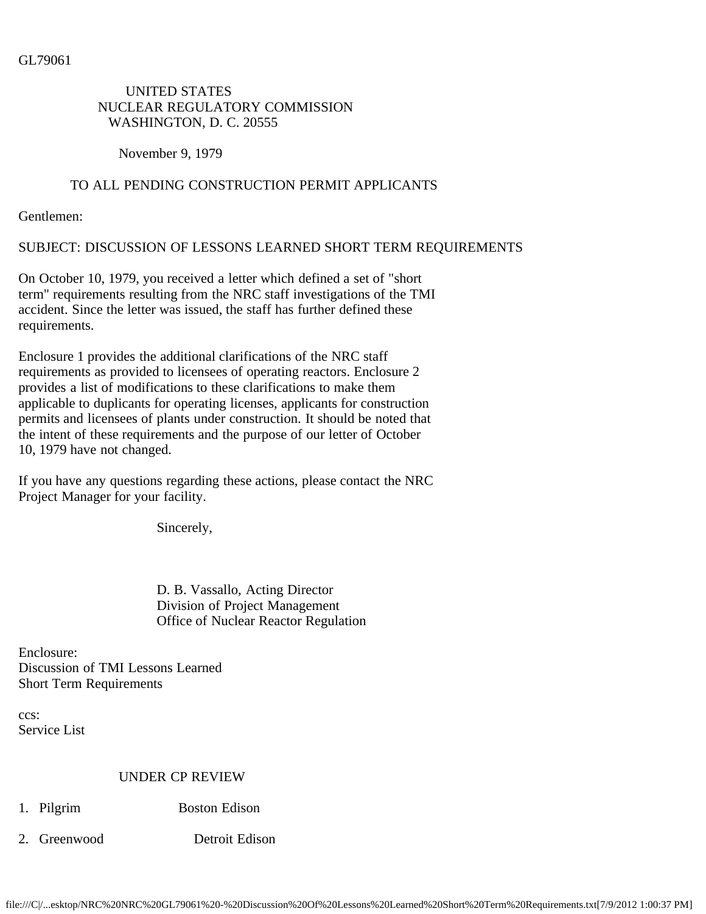GL79061

UNITED STATES
NUCLEAR REGULATORY COMMISSION
WASHINGTON, D. C. 20555

November 9, 1979

TO ALL PENDING CONSTRUCTION PERMIT APPLICANTS

Gentlemen:

SUBJECT: DISCUSSION OF LESSONS LEARNED SHORT TERM REQUIREMENTS

On October 10, 1979, you received a letter which defined a set of "short term" requirements resulting from the NRC staff investigations of the TMI accident. Since the letter was issued, the staff has further defined these requirements.

Enclosure 1 provides the additional clarifications of the NRC staff requirements as provided to licensees of operating reactors. Enclosure 2 provides a list of modifications to these clarifications to make them applicable to duplicants for operating licenses, applicants for construction permits and licensees of plants under construction. It should be noted that the intent of these requirements and the purpose of our letter of October 10, 1979 have not changed.

If you have any questions regarding these actions, please contact the NRC Project Manager for your facility.

Sincerely,

D. B. Vassallo, Acting Director
Division of Project Management
Office of Nuclear Reactor Regulation

Enclosure:
Discussion of TMI Lessons Learned
Short Term Requirements

ccs:
Service List

UNDER CP REVIEW

1. Pilgrim Boston Edison
2. Greenwood Detroit Edison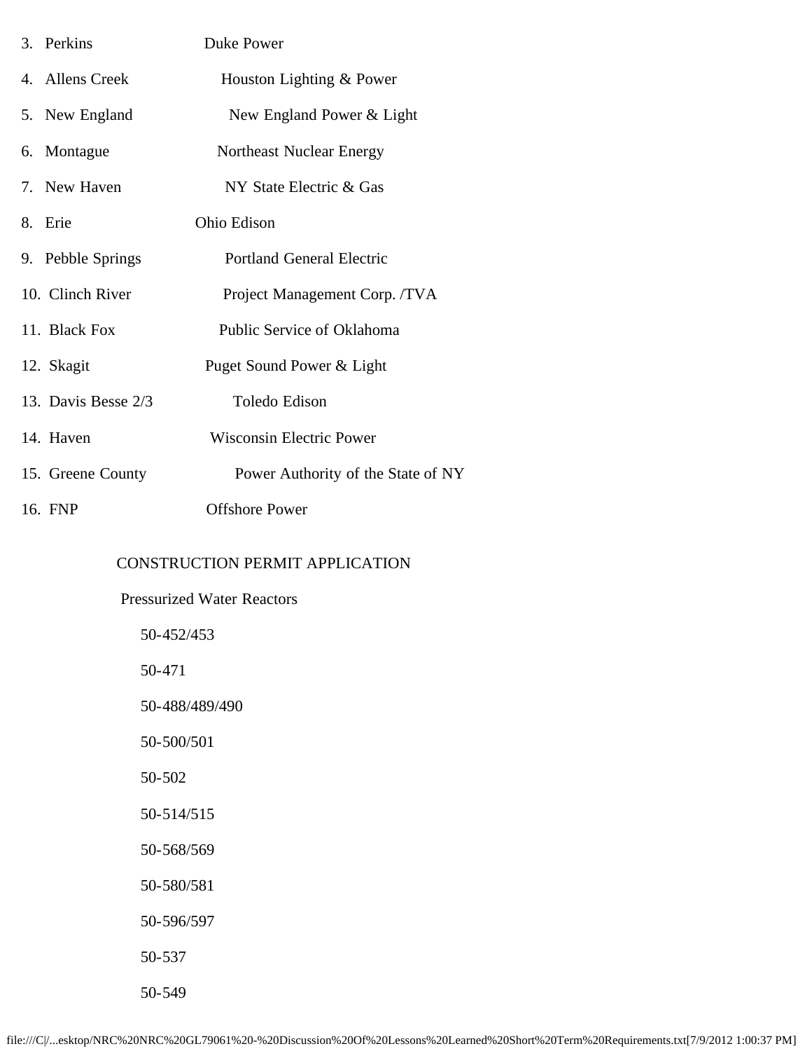3. Perkins Duke Power

4. Allens Creek Houston Lighting & Power

5. New England New England Power & Light

6. Montague Northeast Nuclear Energy

7. New Haven NY State Electric & Gas

8. Erie Ohio Edison

9. Pebble Springs Portland General Electric

10. Clinch River Project Management Corp. /TVA

11. Black Fox Public Service of Oklahoma

12. Skagit Puget Sound Power & Light

13. Davis Besse 2/3 Toledo Edison

14. Haven Wisconsin Electric Power

15. Greene County Power Authority of the State of NY

16. FNP Offshore Power

CONSTRUCTION PERMIT APPLICATION

Pressurized Water Reactors

50-452/453

50-471

50-488/489/490

50-500/501

50-502

50-514/515

50-568/569

50-580/581

50-596/597

50-537

50-549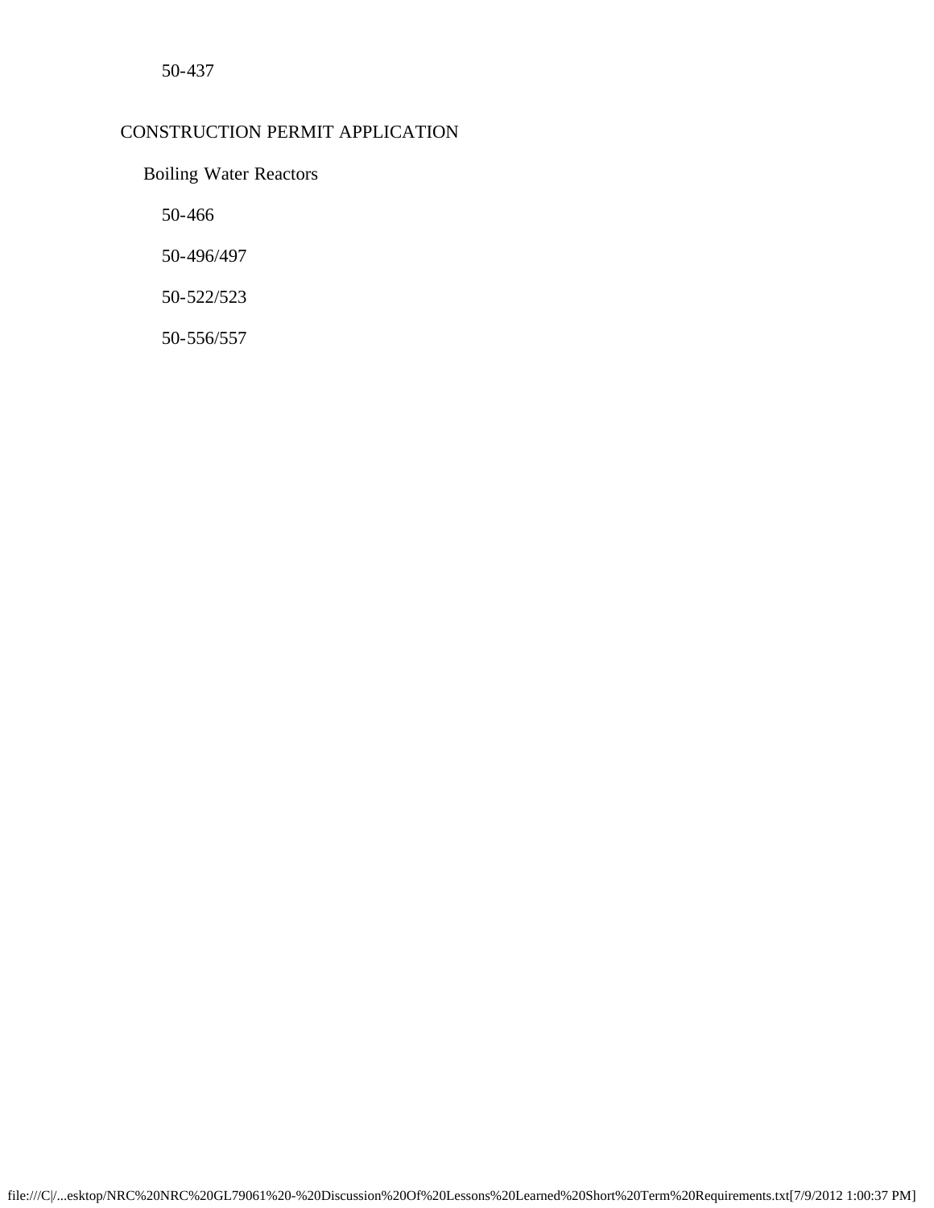50-437

CONSTRUCTION PERMIT APPLICATION

Boiling Water Reactors

50-466

50-496/497

50-522/523

50-556/557